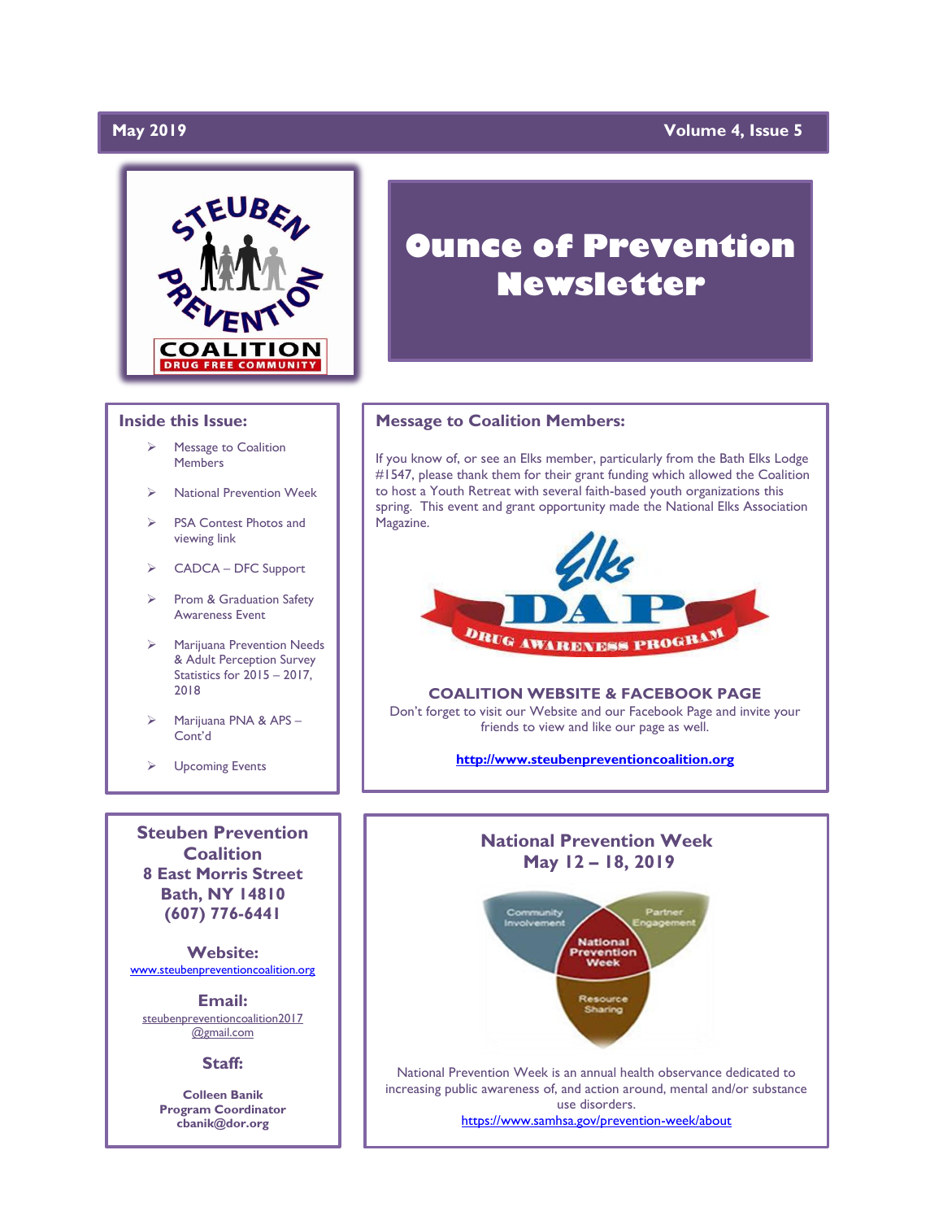May 2019 Volume 4, Issue 5

# Ounce of Prevention Newsletter

## Inside this Issue:

- Message to Coalition Members
- National Prevention Week
- PSA Contest Photos and viewing link
- CADCA – DFC Support
- Prom & Graduation Safety Awareness Event
- Marijuana Prevention Needs & Adult Perception Survey Statistics for 2015 – 2017, 2018
- Marijuana PNA & APS – Cont'd
- Upcoming Events

## Message to Coalition Members:

If you know of, or see an Elks member, particularly from the Bath Elks Lodge #1547, please thank them for their grant funding which allowed the Coalition to host a Youth Retreat with several faith-based youth organizations this spring. This event and grant opportunity made the National Elks Association Magazine.

### COALITION WEBSITE & FACEBOOK PAGE

Don't forget to visit our Website and our Facebook Page and invite your friends to view and like our page as well.

http://www.steubenpreventioncoalition.org

**Steuben Prevention Coalition**
**8 East Morris Street**
**Bath, NY 14810**
**(607) 776-6441**

**Website:**
www.steubenpreventioncoalition.org

**Email:**
steubenpreventioncoalition2017@gmail.com

**Staff:**

**Colleen Banik**
**Program Coordinator**
**cbanik@dor.org**

## National Prevention Week May 12 – 18, 2019

National Prevention Week is an annual health observance dedicated to increasing public awareness of, and action around, mental and/or substance use disorders.
https://www.samhsa.gov/prevention-week/about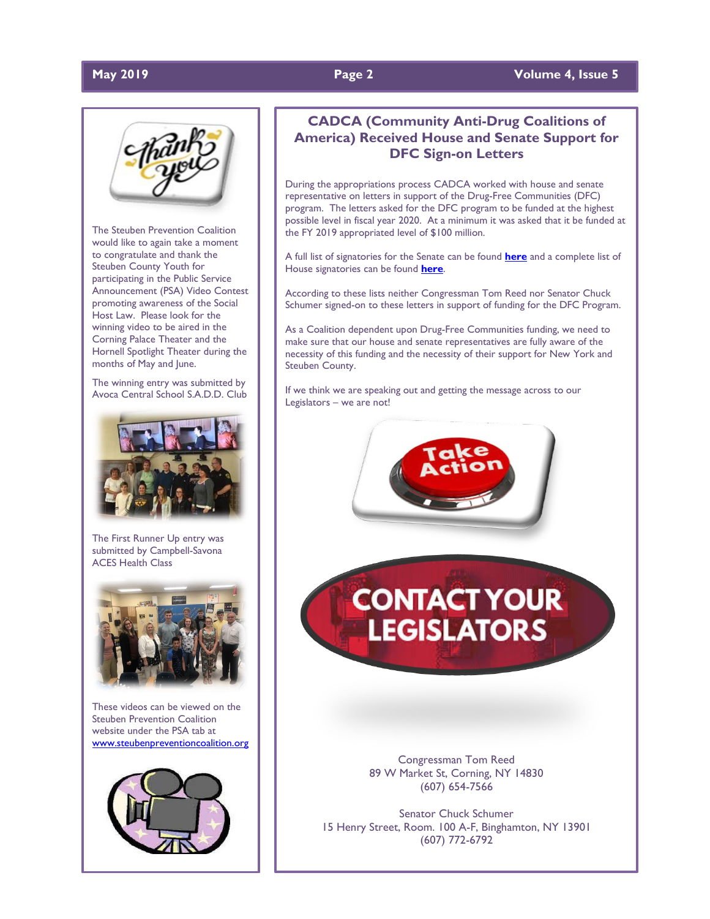The Steuben Prevention Coalition would like to again take a moment to congratulate and thank the Steuben County Youth for participating in the Public Service Announcement (PSA) Video Contest promoting awareness of the Social Host Law. Please look for the winning video to be aired in the Corning Palace Theater and the Hornell Spotlight Theater during the months of May and June.

The winning entry was submitted by Avoca Central School S.A.D.D. Club

The First Runner Up entry was submitted by Campbell-Savona ACES Health Class

These videos can be viewed on the Steuben Prevention Coalition website under the PSA tab at [www.steubenpreventioncoalition.org](www.steubenpreventioncoalition.org)

## CADCA (Community Anti-Drug Coalitions of America) Received House and Senate Support for DFC Sign-on Letters

During the appropriations process CADCA worked with house and senate representative on letters in support of the Drug-Free Communities (DFC) program. The letters asked for the DFC program to be funded at the highest possible level in fiscal year 2020. At a minimum it was asked that it be funded at the FY 2019 appropriated level of $100 million.

A full list of signatories for the Senate can be found **here** and a complete list of House signatories can be found **here**.

According to these lists neither Congressman Tom Reed nor Senator Chuck Schumer signed-on to these letters in support of funding for the DFC Program.

As a Coalition dependent upon Drug-Free Communities funding, we need to make sure that our house and senate representatives are fully aware of the necessity of this funding and the necessity of their support for New York and Steuben County.

If we think we are speaking out and getting the message across to our Legislators – we are not!

**Take Action**

**CONTACT YOUR LEGISLATORS**

Congressman Tom Reed  
89 W Market St, Corning, NY 14830  
(607) 654-7566

Senator Chuck Schumer  
15 Henry Street, Room. 100 A-F, Binghamton, NY 13901  
(607) 772-6792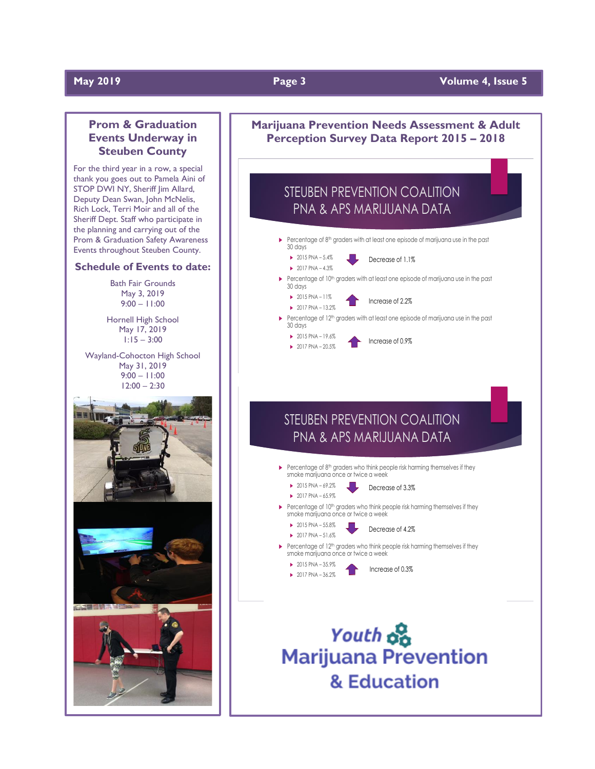## Prom & Graduation Events Underway in Steuben County

For the third year in a row, a special thank you goes out to Pamela Aini of STOP DWI NY, Sheriff Jim Allard, Deputy Dean Swan, John McNelis, Rich Lock, Terri Moir and all of the Sheriff Dept. Staff who participate in the planning and carrying out of the Prom & Graduation Safety Awareness Events throughout Steuben County.

### Schedule of Events to date:

Bath Fair Grounds
May 3, 2019
9:00 – 11:00

Hornell High School
May 17, 2019
1:15 – 3:00

Wayland-Cohocton High School
May 31, 2019
9:00 – 11:00
12:00 – 2:30

## Marijuana Prevention Needs Assessment & Adult Perception Survey Data Report 2015 – 2018

### STEUBEN PREVENTION COALITION PNA & APS MARIJUANA DATA

- Percentage of 8th graders with at least one episode of marijuana use in the past 30 days
  - 2015 PNA – 5.4%
  - 2017 PNA – 4.3%
  - Decrease of 1.1%
- Percentage of 10th graders with at least one episode of marijuana use in the past 30 days
  - 2015 PNA – 11%
  - 2017 PNA – 13.2%
  - Increase of 2.2%
- Percentage of 12th graders with at least one episode of marijuana use in the past 30 days
  - 2015 PNA – 19.6%
  - 2017 PNA – 20.5%
  - Increase of 0.9%

### STEUBEN PREVENTION COALITION PNA & APS MARIJUANA DATA

- Percentage of 8th graders who think people risk harming themselves if they smoke marijuana once or twice a week
  - 2015 PNA – 69.2%
  - 2017 PNA – 65.9%
  - Decrease of 3.3%
- Percentage of 10th graders who think people risk harming themselves if they smoke marijuana once or twice a week
  - 2015 PNA – 55.8%
  - 2017 PNA – 51.6%
  - Decrease of 4.2%
- Percentage of 12th graders who think people risk harming themselves if they smoke marijuana once or twice a week
  - 2015 PNA – 35.9%
  - 2017 PNA – 36.2%
  - Increase of 0.3%

**Youth Marijuana Prevention & Education**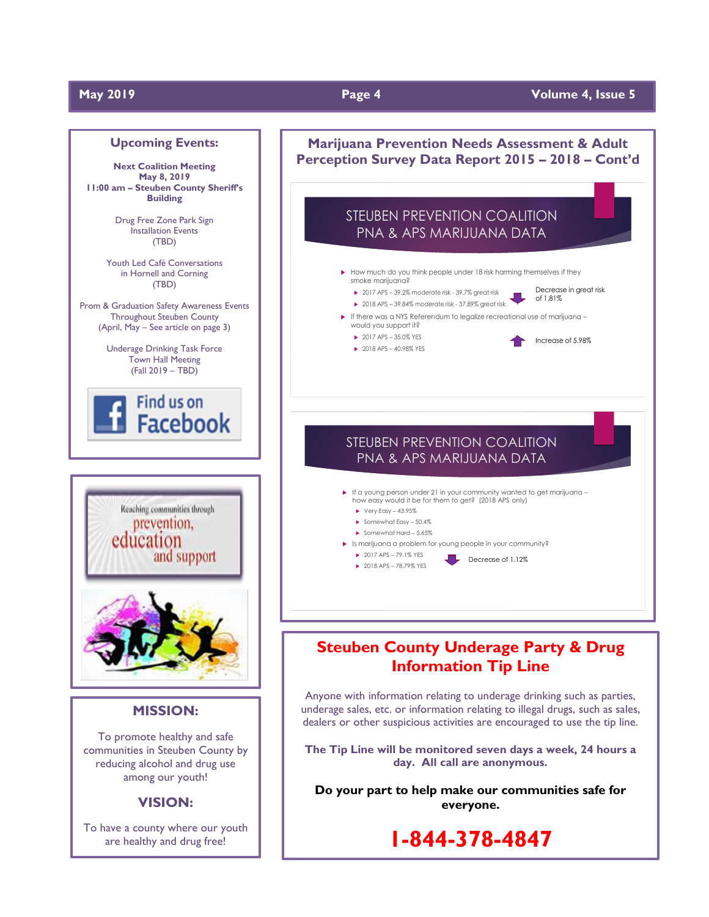## Upcoming Events:

**Next Coalition Meeting**
**May 8, 2019**
**11:00 am – Steuben County Sheriff's Building**

Drug Free Zone Park Sign Installation Events
(TBD)

Youth Led Café Conversations in Hornell and Corning
(TBD)

Prom & Graduation Safety Awareness Events Throughout Steuben County
(April, May – See article on page 3)

Underage Drinking Task Force Town Hall Meeting
(Fall 2019 – TBD)

Find us on Facebook

Reaching communities through prevention, education and support

## MISSION:

To promote healthy and safe communities in Steuben County by reducing alcohol and drug use among our youth!

## VISION:

To have a county where our youth are healthy and drug free!

## Marijuana Prevention Needs Assessment & Adult Perception Survey Data Report 2015 – 2018 – Cont'd

### STEUBEN PREVENTION COALITION PNA & APS MARIJUANA DATA

- How much do you think people under 18 risk harming themselves if they smoke marijuana?
  - 2017 APS – 39.2% moderate risk - 39.7% great risk
  - 2018 APS – 39.84% moderate risk - 37.89% great risk

Decrease in great risk of 1.81%

- If there was a NYS Referendum to legalize recreational use of marijuana – would you support it?
  - 2017 APS – 35.0% YES
  - 2018 APS – 40.98% YES

Increase of 5.98%

### STEUBEN PREVENTION COALITION PNA & APS MARIJUANA DATA

- If a young person under 21 in your community wanted to get marijuana – how easy would it be for them to get? (2018 APS only)
  - Very Easy – 43.95%
  - Somewhat Easy – 50.4%
  - Somewhat Hard – 5.65%
- Is marijuana a problem for young people in your community?
  - 2017 APS – 79.1% YES
  - 2018 APS – 78.79% YES

Decrease of 1.12%

## Steuben County Underage Party & Drug Information Tip Line

Anyone with information relating to underage drinking such as parties, underage sales, etc. or information relating to illegal drugs, such as sales, dealers or other suspicious activities are encouraged to use the tip line.

**The Tip Line will be monitored seven days a week, 24 hours a day. All call are anonymous.**

**Do your part to help make our communities safe for everyone.**

**1-844-378-4847**